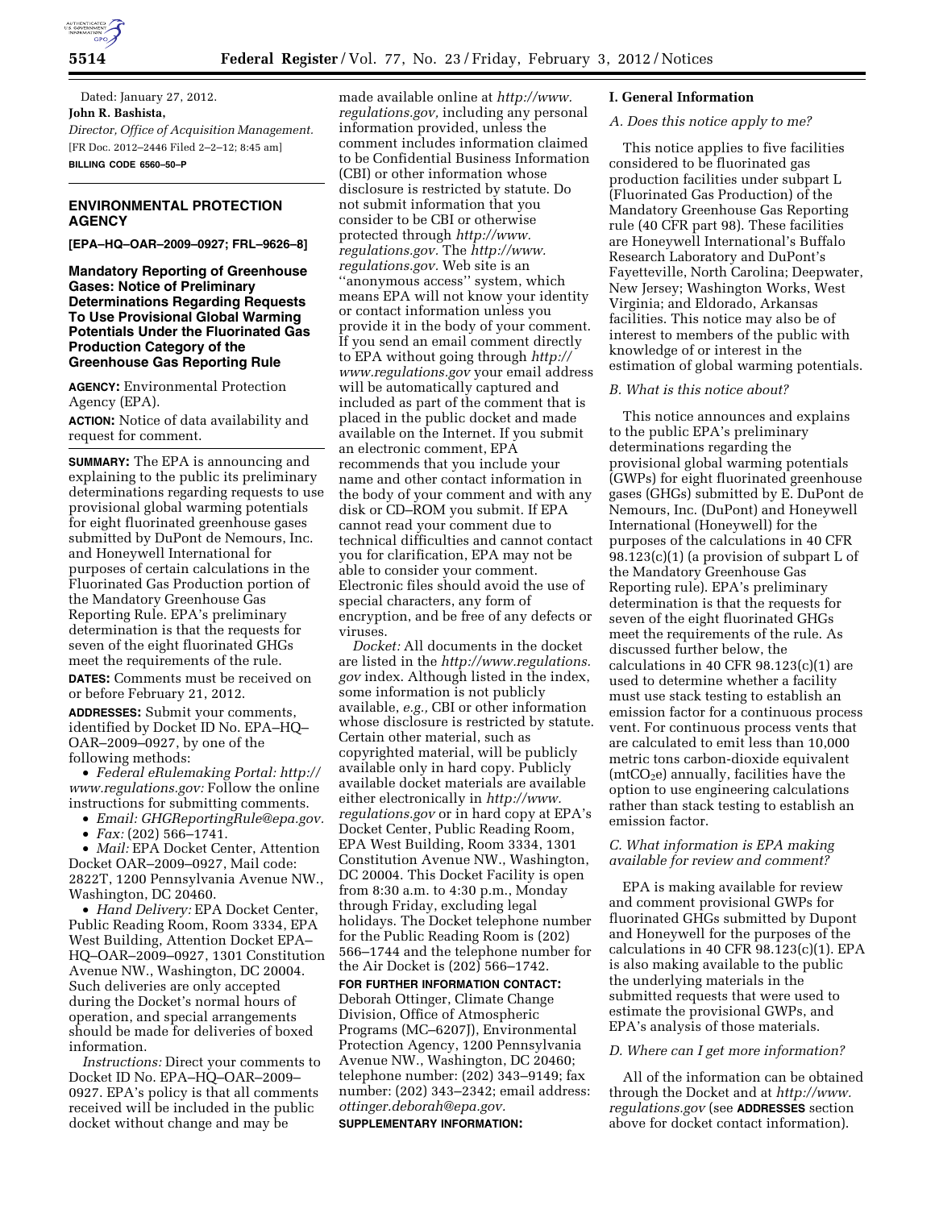Dated: January 27, 2012.

**John R. Bashista,**

*Director, Office of Acquisition Management.*

[FR Doc. 2012–2446 Filed 2–2–12; 8:45 am]

**BILLING CODE 6560–50–P**

## ENVIRONMENTAL PROTECTION AGENCY

**[EPA–HQ–OAR–2009–0927; FRL–9626–8]**

## Mandatory Reporting of Greenhouse Gases: Notice of Preliminary Determinations Regarding Requests To Use Provisional Global Warming Potentials Under the Fluorinated Gas Production Category of the Greenhouse Gas Reporting Rule

**AGENCY:** Environmental Protection Agency (EPA).

**ACTION:** Notice of data availability and request for comment.

**SUMMARY:** The EPA is announcing and explaining to the public its preliminary determinations regarding requests to use provisional global warming potentials for eight fluorinated greenhouse gases submitted by DuPont de Nemours, Inc. and Honeywell International for purposes of certain calculations in the Fluorinated Gas Production portion of the Mandatory Greenhouse Gas Reporting Rule. EPA's preliminary determination is that the requests for seven of the eight fluorinated GHGs meet the requirements of the rule.

**DATES:** Comments must be received on or before February 21, 2012.

**ADDRESSES:** Submit your comments, identified by Docket ID No. EPA–HQ–OAR–2009–0927, by one of the following methods:

- *Federal eRulemaking Portal: http://www.regulations.gov:* Follow the online instructions for submitting comments.
- *Email: GHGReportingRule@epa.gov.*
- *Fax:* (202) 566–1741.
- *Mail:* EPA Docket Center, Attention Docket OAR–2009–0927, Mail code: 2822T, 1200 Pennsylvania Avenue NW., Washington, DC 20460.
- *Hand Delivery:* EPA Docket Center, Public Reading Room, Room 3334, EPA West Building, Attention Docket EPA–HQ–OAR–2009–0927, 1301 Constitution Avenue NW., Washington, DC 20004. Such deliveries are only accepted during the Docket's normal hours of operation, and special arrangements should be made for deliveries of boxed information.

*Instructions:* Direct your comments to Docket ID No. EPA–HQ–OAR–2009–0927. EPA's policy is that all comments received will be included in the public docket without change and may be made available online at *http://www.regulations.gov,* including any personal information provided, unless the comment includes information claimed to be Confidential Business Information (CBI) or other information whose disclosure is restricted by statute. Do not submit information that you consider to be CBI or otherwise protected through *http://www.regulations.gov.* The *http://www.regulations.gov.* Web site is an ''anonymous access'' system, which means EPA will not know your identity or contact information unless you provide it in the body of your comment. If you send an email comment directly to EPA without going through *http://www.regulations.gov* your email address will be automatically captured and included as part of the comment that is placed in the public docket and made available on the Internet. If you submit an electronic comment, EPA recommends that you include your name and other contact information in the body of your comment and with any disk or CD–ROM you submit. If EPA cannot read your comment due to technical difficulties and cannot contact you for clarification, EPA may not be able to consider your comment. Electronic files should avoid the use of special characters, any form of encryption, and be free of any defects or viruses.

*Docket:* All documents in the docket are listed in the *http://www.regulations.gov* index. Although listed in the index, some information is not publicly available, *e.g.,* CBI or other information whose disclosure is restricted by statute. Certain other material, such as copyrighted material, will be publicly available only in hard copy. Publicly available docket materials are available either electronically in *http://www.regulations.gov* or in hard copy at EPA's Docket Center, Public Reading Room, EPA West Building, Room 3334, 1301 Constitution Avenue NW., Washington, DC 20004. This Docket Facility is open from 8:30 a.m. to 4:30 p.m., Monday through Friday, excluding legal holidays. The Docket telephone number for the Public Reading Room is (202) 566–1744 and the telephone number for the Air Docket is (202) 566–1742.

**FOR FURTHER INFORMATION CONTACT:** Deborah Ottinger, Climate Change Division, Office of Atmospheric Programs (MC–6207J), Environmental Protection Agency, 1200 Pennsylvania Avenue NW., Washington, DC 20460; telephone number: (202) 343–9149; fax number: (202) 343–2342; email address: *ottinger.deborah@epa.gov.*

**SUPPLEMENTARY INFORMATION:**

### I. General Information

#### *A. Does this notice apply to me?*

This notice applies to five facilities considered to be fluorinated gas production facilities under subpart L (Fluorinated Gas Production) of the Mandatory Greenhouse Gas Reporting rule (40 CFR part 98). These facilities are Honeywell International's Buffalo Research Laboratory and DuPont's Fayetteville, North Carolina; Deepwater, New Jersey; Washington Works, West Virginia; and Eldorado, Arkansas facilities. This notice may also be of interest to members of the public with knowledge of or interest in the estimation of global warming potentials.

#### *B. What is this notice about?*

This notice announces and explains to the public EPA's preliminary determinations regarding the provisional global warming potentials (GWPs) for eight fluorinated greenhouse gases (GHGs) submitted by E. DuPont de Nemours, Inc. (DuPont) and Honeywell International (Honeywell) for the purposes of the calculations in 40 CFR 98.123(c)(1) (a provision of subpart L of the Mandatory Greenhouse Gas Reporting rule). EPA's preliminary determination is that the requests for seven of the eight fluorinated GHGs meet the requirements of the rule. As discussed further below, the calculations in 40 CFR 98.123(c)(1) are used to determine whether a facility must use stack testing to establish an emission factor for a continuous process vent. For continuous process vents that are calculated to emit less than 10,000 metric tons carbon-dioxide equivalent (mt$CO_2$e) annually, facilities have the option to use engineering calculations rather than stack testing to establish an emission factor.

#### *C. What information is EPA making available for review and comment?*

EPA is making available for review and comment provisional GWPs for fluorinated GHGs submitted by Dupont and Honeywell for the purposes of the calculations in 40 CFR 98.123(c)(1). EPA is also making available to the public the underlying materials in the submitted requests that were used to estimate the provisional GWPs, and EPA's analysis of those materials.

#### *D. Where can I get more information?*

All of the information can be obtained through the Docket and at *http://www.regulations.gov* (see **ADDRESSES** section above for docket contact information).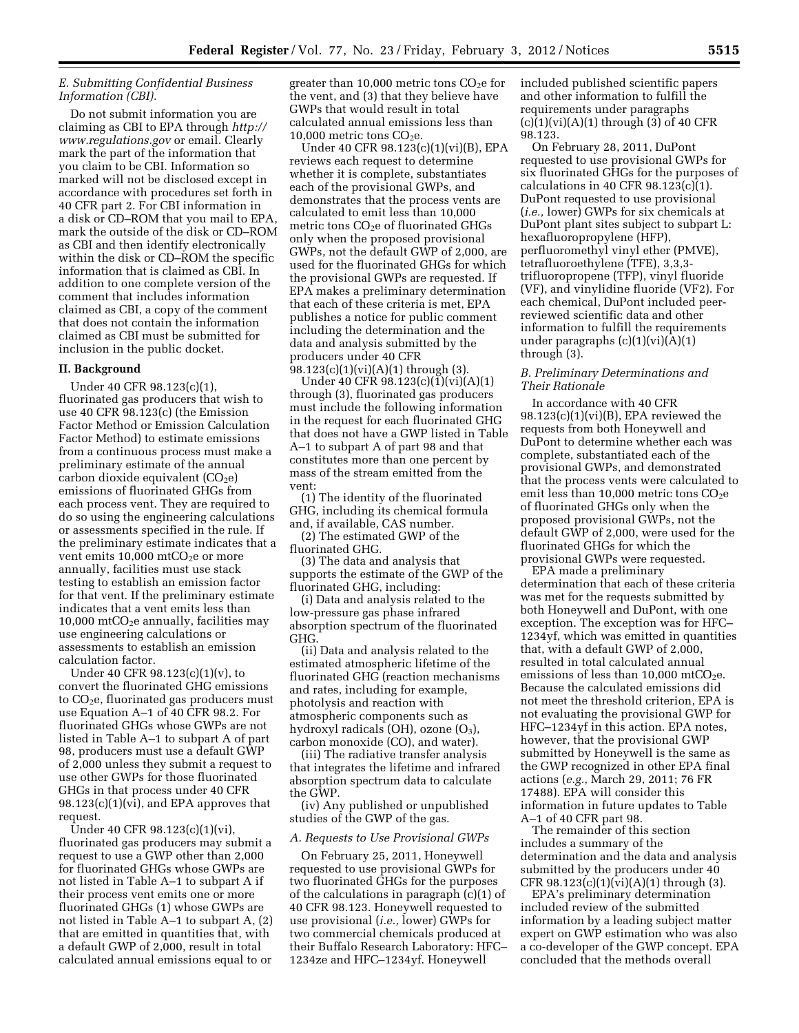### E. Submitting Confidential Business Information (CBI).

Do not submit information you are claiming as CBI to EPA through *http://www.regulations.gov* or email. Clearly mark the part of the information that you claim to be CBI. Information so marked will not be disclosed except in accordance with procedures set forth in 40 CFR part 2. For CBI information in a disk or CD–ROM that you mail to EPA, mark the outside of the disk or CD–ROM as CBI and then identify electronically within the disk or CD–ROM the specific information that is claimed as CBI. In addition to one complete version of the comment that includes information claimed as CBI, a copy of the comment that does not contain the information claimed as CBI must be submitted for inclusion in the public docket.

## II. Background

Under 40 CFR 98.123(c)(1), fluorinated gas producers that wish to use 40 CFR 98.123(c) (the Emission Factor Method or Emission Calculation Factor Method) to estimate emissions from a continuous process must make a preliminary estimate of the annual carbon dioxide equivalent ($CO_2e$) emissions of fluorinated GHGs from each process vent. They are required to do so using the engineering calculations or assessments specified in the rule. If the preliminary estimate indicates that a vent emits 10,000 mt$CO_2e$ or more annually, facilities must use stack testing to establish an emission factor for that vent. If the preliminary estimate indicates that a vent emits less than 10,000 mt$CO_2e$ annually, facilities may use engineering calculations or assessments to establish an emission calculation factor.

Under 40 CFR 98.123(c)(1)(v), to convert the fluorinated GHG emissions to $CO_2e$, fluorinated gas producers must use Equation A–1 of 40 CFR 98.2. For fluorinated GHGs whose GWPs are not listed in Table A–1 to subpart A of part 98, producers must use a default GWP of 2,000 unless they submit a request to use other GWPs for those fluorinated GHGs in that process under 40 CFR 98.123(c)(1)(vi), and EPA approves that request.

Under 40 CFR 98.123(c)(1)(vi), fluorinated gas producers may submit a request to use a GWP other than 2,000 for fluorinated GHGs whose GWPs are not listed in Table A–1 to subpart A if their process vent emits one or more fluorinated GHGs (1) whose GWPs are not listed in Table A–1 to subpart A, (2) that are emitted in quantities that, with a default GWP of 2,000, result in total calculated annual emissions equal to or greater than 10,000 metric tons $CO_2e$ for the vent, and (3) that they believe have GWPs that would result in total calculated annual emissions less than 10,000 metric tons $CO_2e$.

Under 40 CFR 98.123(c)(1)(vi)(B), EPA reviews each request to determine whether it is complete, substantiates each of the provisional GWPs, and demonstrates that the process vents are calculated to emit less than 10,000 metric tons $CO_2e$ of fluorinated GHGs only when the proposed provisional GWPs, not the default GWP of 2,000, are used for the fluorinated GHGs for which the provisional GWPs are requested. If EPA makes a preliminary determination that each of these criteria is met, EPA publishes a notice for public comment including the determination and the data and analysis submitted by the producers under 40 CFR 98.123(c)(1)(vi)(A)(1) through (3).

Under 40 CFR 98.123(c)(1)(vi)(A)(1) through (3), fluorinated gas producers must include the following information in the request for each fluorinated GHG that does not have a GWP listed in Table A–1 to subpart A of part 98 and that constitutes more than one percent by mass of the stream emitted from the vent:

(1) The identity of the fluorinated GHG, including its chemical formula and, if available, CAS number.

(2) The estimated GWP of the fluorinated GHG.

(3) The data and analysis that supports the estimate of the GWP of the fluorinated GHG, including:

(i) Data and analysis related to the low-pressure gas phase infrared absorption spectrum of the fluorinated GHG.

(ii) Data and analysis related to the estimated atmospheric lifetime of the fluorinated GHG (reaction mechanisms and rates, including for example, photolysis and reaction with atmospheric components such as hydroxyl radicals (OH), ozone ($O_3$), carbon monoxide (CO), and water).

(iii) The radiative transfer analysis that integrates the lifetime and infrared absorption spectrum data to calculate the GWP.

(iv) Any published or unpublished studies of the GWP of the gas.

### A. Requests to Use Provisional GWPs

On February 25, 2011, Honeywell requested to use provisional GWPs for two fluorinated GHGs for the purposes of the calculations in paragraph (c)(1) of 40 CFR 98.123. Honeywell requested to use provisional (*i.e.,* lower) GWPs for two commercial chemicals produced at their Buffalo Research Laboratory: HFC–1234ze and HFC–1234yf. Honeywell included published scientific papers and other information to fulfill the requirements under paragraphs (c)(1)(vi)(A)(1) through (3) of 40 CFR 98.123.

On February 28, 2011, DuPont requested to use provisional GWPs for six fluorinated GHGs for the purposes of calculations in 40 CFR 98.123(c)(1). DuPont requested to use provisional (*i.e.,* lower) GWPs for six chemicals at DuPont plant sites subject to subpart L: hexafluoropropylene (HFP), perfluoromethyl vinyl ether (PMVE), tetrafluoroethylene (TFE), 3,3,3-trifluoropropene (TFP), vinyl fluoride (VF), and vinylidine fluoride (VF2). For each chemical, DuPont included peer-reviewed scientific data and other information to fulfill the requirements under paragraphs (c)(1)(vi)(A)(1) through (3).

### B. Preliminary Determinations and Their Rationale

In accordance with 40 CFR 98.123(c)(1)(vi)(B), EPA reviewed the requests from both Honeywell and DuPont to determine whether each was complete, substantiated each of the provisional GWPs, and demonstrated that the process vents were calculated to emit less than 10,000 metric tons $CO_2e$ of fluorinated GHGs only when the proposed provisional GWPs, not the default GWP of 2,000, were used for the fluorinated GHGs for which the provisional GWPs were requested.

EPA made a preliminary determination that each of these criteria was met for the requests submitted by both Honeywell and DuPont, with one exception. The exception was for HFC–1234yf, which was emitted in quantities that, with a default GWP of 2,000, resulted in total calculated annual emissions of less than 10,000 mt$CO_2e$. Because the calculated emissions did not meet the threshold criterion, EPA is not evaluating the provisional GWP for HFC–1234yf in this action. EPA notes, however, that the provisional GWP submitted by Honeywell is the same as the GWP recognized in other EPA final actions (*e.g.,* March 29, 2011; 76 FR 17488). EPA will consider this information in future updates to Table A–1 of 40 CFR part 98.

The remainder of this section includes a summary of the determination and the data and analysis submitted by the producers under 40 CFR 98.123(c)(1)(vi)(A)(1) through (3).

EPA's preliminary determination included review of the submitted information by a leading subject matter expert on GWP estimation who was also a co-developer of the GWP concept. EPA concluded that the methods overall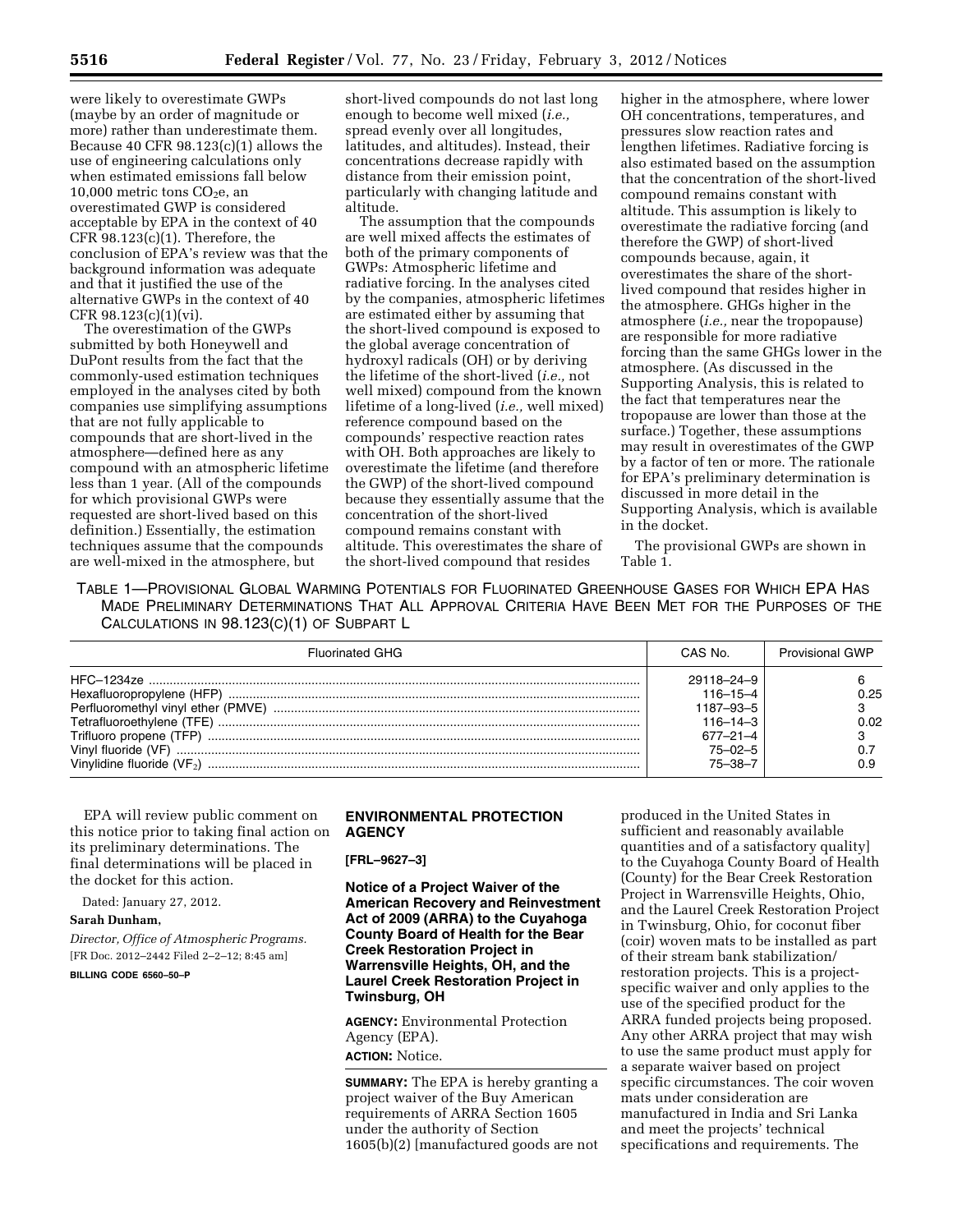were likely to overestimate GWPs (maybe by an order of magnitude or more) rather than underestimate them. Because 40 CFR 98.123(c)(1) allows the use of engineering calculations only when estimated emissions fall below 10,000 metric tons $CO_2e$, an overestimated GWP is considered acceptable by EPA in the context of 40 CFR 98.123(c)(1). Therefore, the conclusion of EPA's review was that the background information was adequate and that it justified the use of the alternative GWPs in the context of 40 CFR 98.123(c)(1)(vi).

The overestimation of the GWPs submitted by both Honeywell and DuPont results from the fact that the commonly-used estimation techniques employed in the analyses cited by both companies use simplifying assumptions that are not fully applicable to compounds that are short-lived in the atmosphere—defined here as any compound with an atmospheric lifetime less than 1 year. (All of the compounds for which provisional GWPs were requested are short-lived based on this definition.) Essentially, the estimation techniques assume that the compounds are well-mixed in the atmosphere, but short-lived compounds do not last long enough to become well mixed (*i.e.,* spread evenly over all longitudes, latitudes, and altitudes). Instead, their concentrations decrease rapidly with distance from their emission point, particularly with changing latitude and altitude.

The assumption that the compounds are well mixed affects the estimates of both of the primary components of GWPs: Atmospheric lifetime and radiative forcing. In the analyses cited by the companies, atmospheric lifetimes are estimated either by assuming that the short-lived compound is exposed to the global average concentration of hydroxyl radicals (OH) or by deriving the lifetime of the short-lived (*i.e.,* not well mixed) compound from the known lifetime of a long-lived (*i.e.,* well mixed) reference compound based on the compounds' respective reaction rates with OH. Both approaches are likely to overestimate the lifetime (and therefore the GWP) of the short-lived compound because they essentially assume that the concentration of the short-lived compound remains constant with altitude. This overestimates the share of the short-lived compound that resides higher in the atmosphere, where lower OH concentrations, temperatures, and pressures slow reaction rates and lengthen lifetimes. Radiative forcing is also estimated based on the assumption that the concentration of the short-lived compound remains constant with altitude. This assumption is likely to overestimate the radiative forcing (and therefore the GWP) of short-lived compounds because, again, it overestimates the share of the short-lived compound that resides higher in the atmosphere. GHGs higher in the atmosphere (*i.e.,* near the tropopause) are responsible for more radiative forcing than the same GHGs lower in the atmosphere. (As discussed in the Supporting Analysis, this is related to the fact that temperatures near the tropopause are lower than those at the surface.) Together, these assumptions may result in overestimates of the GWP by a factor of ten or more. The rationale for EPA's preliminary determination is discussed in more detail in the Supporting Analysis, which is available in the docket.

The provisional GWPs are shown in Table 1.

TABLE 1—PROVISIONAL GLOBAL WARMING POTENTIALS FOR FLUORINATED GREENHOUSE GASES FOR WHICH EPA HAS MADE PRELIMINARY DETERMINATIONS THAT ALL APPROVAL CRITERIA HAVE BEEN MET FOR THE PURPOSES OF THE CALCULATIONS IN 98.123(C)(1) OF SUBPART L

| Fluorinated GHG | CAS No. | Provisional GWP |
|---|---|---|
| HFC–1234ze | 29118–24–9 | 6 |
| Hexafluoropropylene (HFP) | 116–15–4 | 0.25 |
| Perfluoromethyl vinyl ether (PMVE) | 1187–93–5 | 3 |
| Tetrafluoroethylene (TFE) | 116–14–3 | 0.02 |
| Trifluoro propene (TFP) | 677–21–4 | 3 |
| Vinyl fluoride (VF) | 75–02–5 | 0.7 |
| Vinylidine fluoride ($VF_2$) | 75–38–7 | 0.9 |

EPA will review public comment on this notice prior to taking final action on its preliminary determinations. The final determinations will be placed in the docket for this action.

Dated: January 27, 2012.

**Sarah Dunham,**

*Director, Office of Atmospheric Programs.*

[FR Doc. 2012–2442 Filed 2–2–12; 8:45 am]

**BILLING CODE 6560–50–P**

## ENVIRONMENTAL PROTECTION AGENCY

**[FRL–9627–3]**

## Notice of a Project Waiver of the American Recovery and Reinvestment Act of 2009 (ARRA) to the Cuyahoga County Board of Health for the Bear Creek Restoration Project in Warrensville Heights, OH, and the Laurel Creek Restoration Project in Twinsburg, OH

**AGENCY:** Environmental Protection Agency (EPA).

**ACTION:** Notice.

**SUMMARY:** The EPA is hereby granting a project waiver of the Buy American requirements of ARRA Section 1605 under the authority of Section 1605(b)(2) [manufactured goods are not produced in the United States in sufficient and reasonably available quantities and of a satisfactory quality] to the Cuyahoga County Board of Health (County) for the Bear Creek Restoration Project in Warrensville Heights, Ohio, and the Laurel Creek Restoration Project in Twinsburg, Ohio, for coconut fiber (coir) woven mats to be installed as part of their stream bank stabilization/restoration projects. This is a project-specific waiver and only applies to the use of the specified product for the ARRA funded projects being proposed. Any other ARRA project that may wish to use the same product must apply for a separate waiver based on project specific circumstances. The coir woven mats under consideration are manufactured in India and Sri Lanka and meet the projects' technical specifications and requirements. The